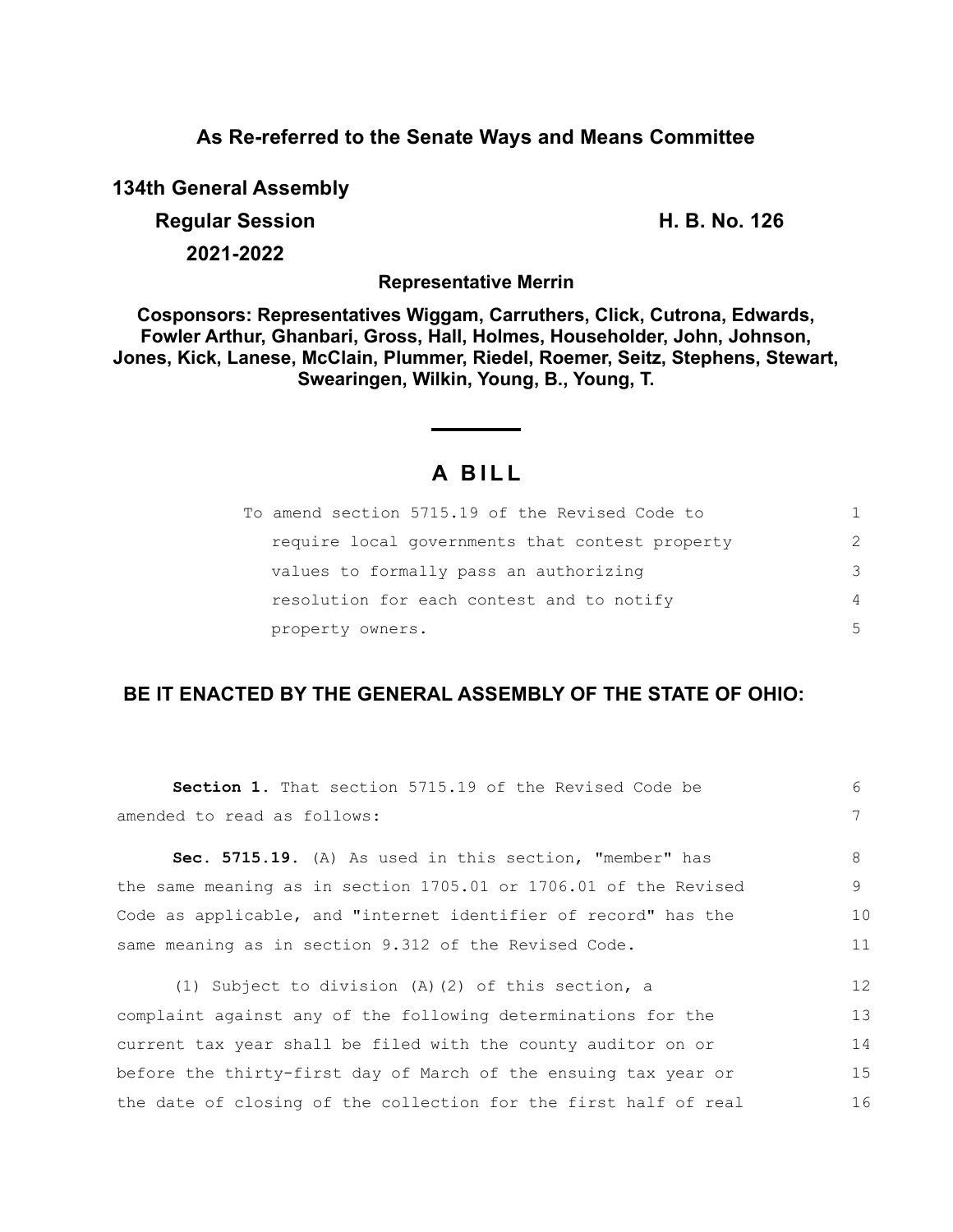**As Re-referred to the Senate Ways and Means Committee**

**134th General Assembly**

**Regular Session**

**2021-2022**

**H. B. No. 126**

**Representative Merrin**

**Cosponsors: Representatives Wiggam, Carruthers, Click, Cutrona, Edwards, Fowler Arthur, Ghanbari, Gross, Hall, Holmes, Householder, John, Johnson, Jones, Kick, Lanese, McClain, Plummer, Riedel, Roemer, Seitz, Stephens, Stewart, Swearingen, Wilkin, Young, B., Young, T.**

# A BILL

To amend section 5715.19 of the Revised Code to require local governments that contest property values to formally pass an authorizing resolution for each contest and to notify property owners.

**BE IT ENACTED BY THE GENERAL ASSEMBLY OF THE STATE OF OHIO:**

**Section 1.** That section 5715.19 of the Revised Code be amended to read as follows:

**Sec. 5715.19.** (A) As used in this section, "member" has the same meaning as in section 1705.01 or 1706.01 of the Revised Code as applicable, and "internet identifier of record" has the same meaning as in section 9.312 of the Revised Code.

(1) Subject to division (A)(2) of this section, a complaint against any of the following determinations for the current tax year shall be filed with the county auditor on or before the thirty-first day of March of the ensuing tax year or the date of closing of the collection for the first half of real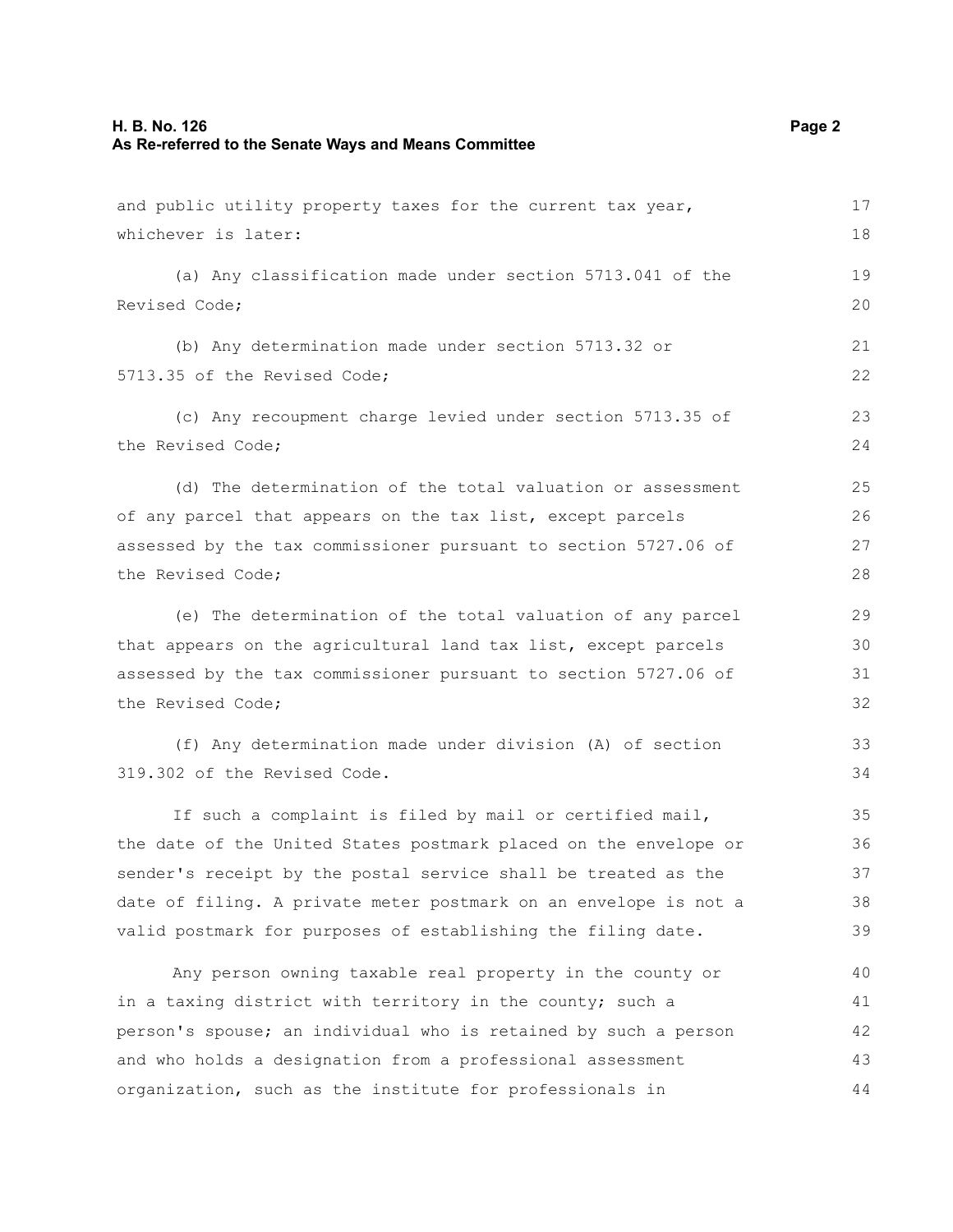and public utility property taxes for the current tax year, whichever is later:

(a) Any classification made under section 5713.041 of the Revised Code;

(b) Any determination made under section 5713.32 or 5713.35 of the Revised Code;

(c) Any recoupment charge levied under section 5713.35 of the Revised Code;

(d) The determination of the total valuation or assessment of any parcel that appears on the tax list, except parcels assessed by the tax commissioner pursuant to section 5727.06 of the Revised Code;

(e) The determination of the total valuation of any parcel that appears on the agricultural land tax list, except parcels assessed by the tax commissioner pursuant to section 5727.06 of the Revised Code;

(f) Any determination made under division (A) of section 319.302 of the Revised Code.

If such a complaint is filed by mail or certified mail, the date of the United States postmark placed on the envelope or sender's receipt by the postal service shall be treated as the date of filing. A private meter postmark on an envelope is not a valid postmark for purposes of establishing the filing date.

Any person owning taxable real property in the county or in a taxing district with territory in the county; such a person's spouse; an individual who is retained by such a person and who holds a designation from a professional assessment organization, such as the institute for professionals in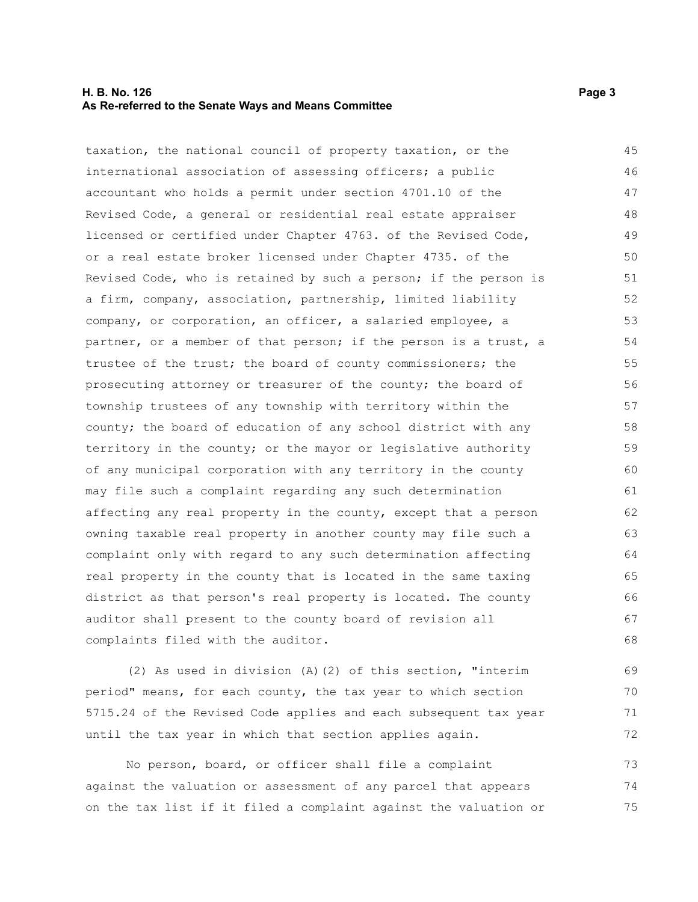taxation, the national council of property taxation, or the international association of assessing officers; a public accountant who holds a permit under section 4701.10 of the Revised Code, a general or residential real estate appraiser licensed or certified under Chapter 4763. of the Revised Code, or a real estate broker licensed under Chapter 4735. of the Revised Code, who is retained by such a person; if the person is a firm, company, association, partnership, limited liability company, or corporation, an officer, a salaried employee, a partner, or a member of that person; if the person is a trust, a trustee of the trust; the board of county commissioners; the prosecuting attorney or treasurer of the county; the board of township trustees of any township with territory within the county; the board of education of any school district with any territory in the county; or the mayor or legislative authority of any municipal corporation with any territory in the county may file such a complaint regarding any such determination affecting any real property in the county, except that a person owning taxable real property in another county may file such a complaint only with regard to any such determination affecting real property in the county that is located in the same taxing district as that person's real property is located. The county auditor shall present to the county board of revision all complaints filed with the auditor.

(2) As used in division (A)(2) of this section, "interim period" means, for each county, the tax year to which section 5715.24 of the Revised Code applies and each subsequent tax year until the tax year in which that section applies again.

No person, board, or officer shall file a complaint against the valuation or assessment of any parcel that appears on the tax list if it filed a complaint against the valuation or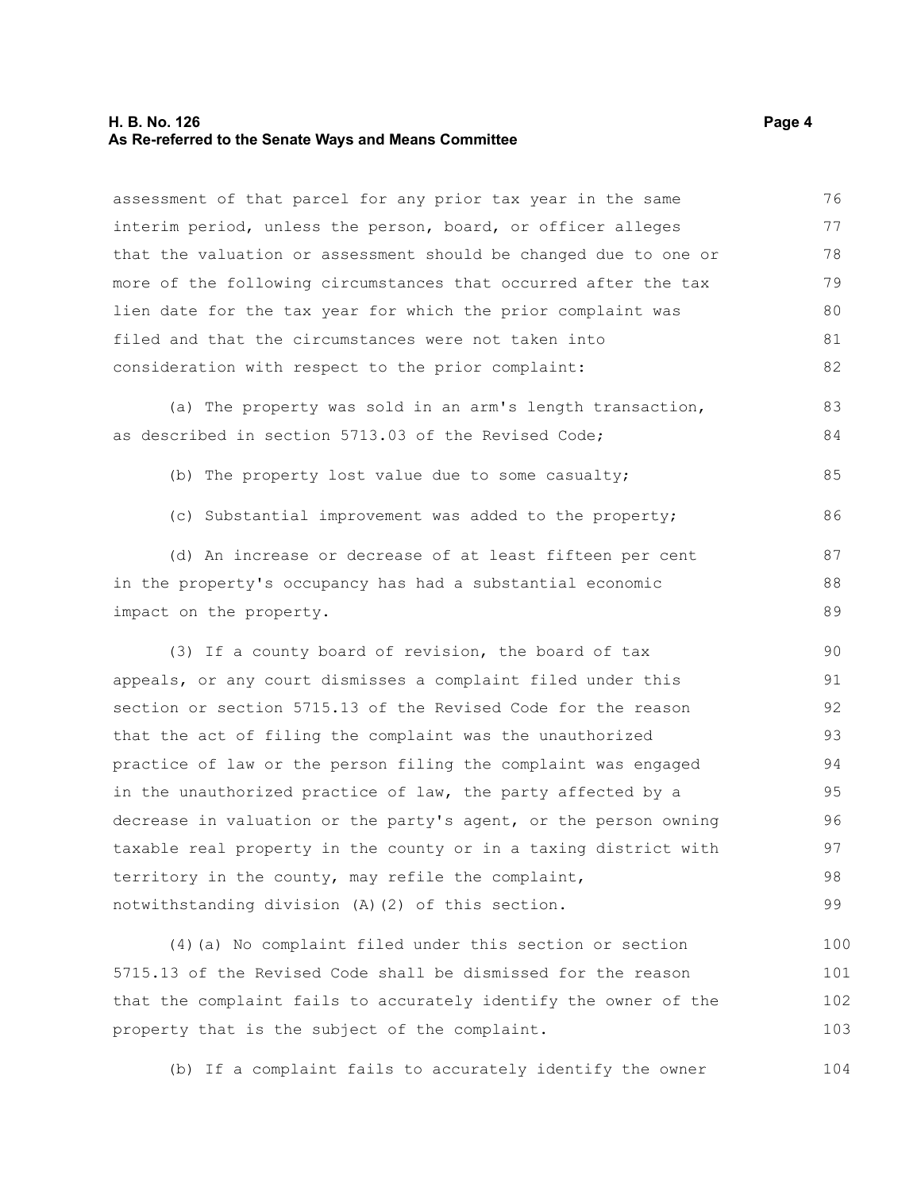assessment of that parcel for any prior tax year in the same interim period, unless the person, board, or officer alleges that the valuation or assessment should be changed due to one or more of the following circumstances that occurred after the tax lien date for the tax year for which the prior complaint was filed and that the circumstances were not taken into consideration with respect to the prior complaint:

(a) The property was sold in an arm's length transaction, as described in section 5713.03 of the Revised Code;

(b) The property lost value due to some casualty;

(c) Substantial improvement was added to the property;

(d) An increase or decrease of at least fifteen per cent in the property's occupancy has had a substantial economic impact on the property.

(3) If a county board of revision, the board of tax appeals, or any court dismisses a complaint filed under this section or section 5715.13 of the Revised Code for the reason that the act of filing the complaint was the unauthorized practice of law or the person filing the complaint was engaged in the unauthorized practice of law, the party affected by a decrease in valuation or the party's agent, or the person owning taxable real property in the county or in a taxing district with territory in the county, may refile the complaint, notwithstanding division (A)(2) of this section.

(4)(a) No complaint filed under this section or section 5715.13 of the Revised Code shall be dismissed for the reason that the complaint fails to accurately identify the owner of the property that is the subject of the complaint.

(b) If a complaint fails to accurately identify the owner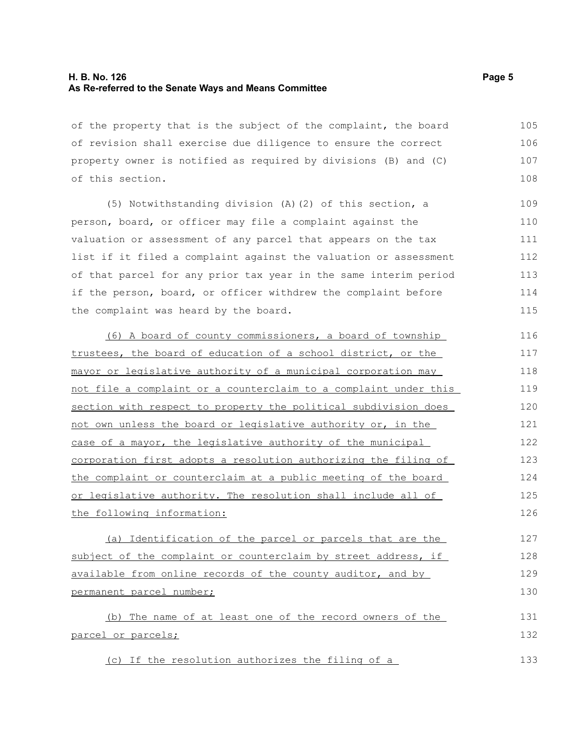of the property that is the subject of the complaint, the board of revision shall exercise due diligence to ensure the correct property owner is notified as required by divisions (B) and (C) of this section.

(5) Notwithstanding division (A)(2) of this section, a person, board, or officer may file a complaint against the valuation or assessment of any parcel that appears on the tax list if it filed a complaint against the valuation or assessment of that parcel for any prior tax year in the same interim period if the person, board, or officer withdrew the complaint before the complaint was heard by the board.

<u>(6) A board of county commissioners, a board of township trustees, the board of education of a school district, or the mayor or legislative authority of a municipal corporation may not file a complaint or a counterclaim to a complaint under this section with respect to property the political subdivision does not own unless the board or legislative authority or, in the case of a mayor, the legislative authority of the municipal corporation first adopts a resolution authorizing the filing of the complaint or counterclaim at a public meeting of the board or legislative authority. The resolution shall include all of the following information:</u>

<u>(a) Identification of the parcel or parcels that are the subject of the complaint or counterclaim by street address, if available from online records of the county auditor, and by permanent parcel number;</u>

<u>(b) The name of at least one of the record owners of the parcel or parcels;</u>

<u>(c) If the resolution authorizes the filing of a</u>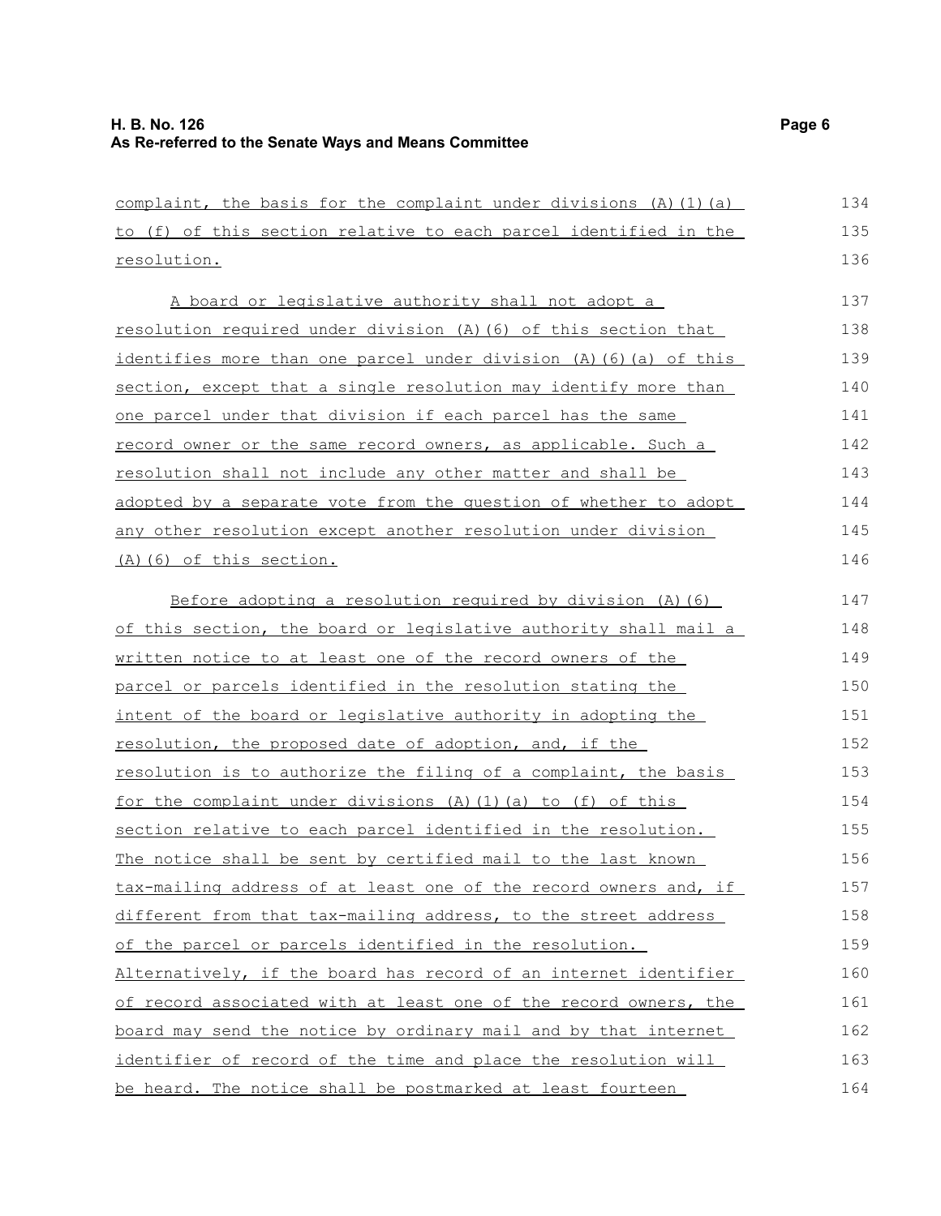complaint, the basis for the complaint under divisions (A)(1)(a) to (f) of this section relative to each parcel identified in the resolution.

A board or legislative authority shall not adopt a resolution required under division (A)(6) of this section that identifies more than one parcel under division (A)(6)(a) of this section, except that a single resolution may identify more than one parcel under that division if each parcel has the same record owner or the same record owners, as applicable. Such a resolution shall not include any other matter and shall be adopted by a separate vote from the question of whether to adopt any other resolution except another resolution under division (A)(6) of this section.

Before adopting a resolution required by division (A)(6) of this section, the board or legislative authority shall mail a written notice to at least one of the record owners of the parcel or parcels identified in the resolution stating the intent of the board or legislative authority in adopting the resolution, the proposed date of adoption, and, if the resolution is to authorize the filing of a complaint, the basis for the complaint under divisions (A)(1)(a) to (f) of this section relative to each parcel identified in the resolution. The notice shall be sent by certified mail to the last known tax-mailing address of at least one of the record owners and, if different from that tax-mailing address, to the street address of the parcel or parcels identified in the resolution. Alternatively, if the board has record of an internet identifier of record associated with at least one of the record owners, the board may send the notice by ordinary mail and by that internet identifier of record of the time and place the resolution will be heard. The notice shall be postmarked at least fourteen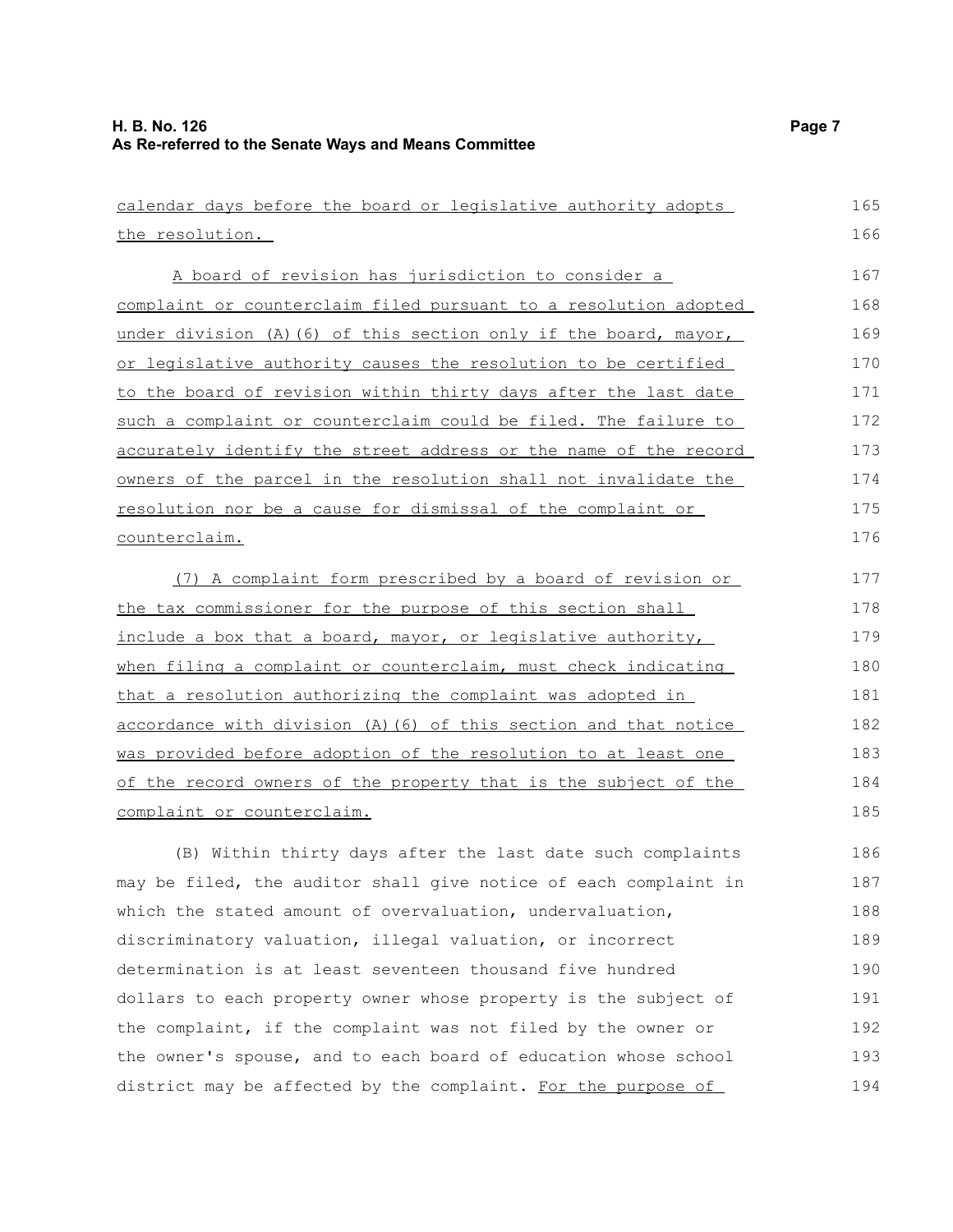calendar days before the board or legislative authority adopts the resolution.

A board of revision has jurisdiction to consider a complaint or counterclaim filed pursuant to a resolution adopted under division (A)(6) of this section only if the board, mayor, or legislative authority causes the resolution to be certified to the board of revision within thirty days after the last date such a complaint or counterclaim could be filed. The failure to accurately identify the street address or the name of the record owners of the parcel in the resolution shall not invalidate the resolution nor be a cause for dismissal of the complaint or counterclaim.

(7) A complaint form prescribed by a board of revision or the tax commissioner for the purpose of this section shall include a box that a board, mayor, or legislative authority, when filing a complaint or counterclaim, must check indicating that a resolution authorizing the complaint was adopted in accordance with division (A)(6) of this section and that notice was provided before adoption of the resolution to at least one of the record owners of the property that is the subject of the complaint or counterclaim.

(B) Within thirty days after the last date such complaints may be filed, the auditor shall give notice of each complaint in which the stated amount of overvaluation, undervaluation, discriminatory valuation, illegal valuation, or incorrect determination is at least seventeen thousand five hundred dollars to each property owner whose property is the subject of the complaint, if the complaint was not filed by the owner or the owner's spouse, and to each board of education whose school district may be affected by the complaint. For the purpose of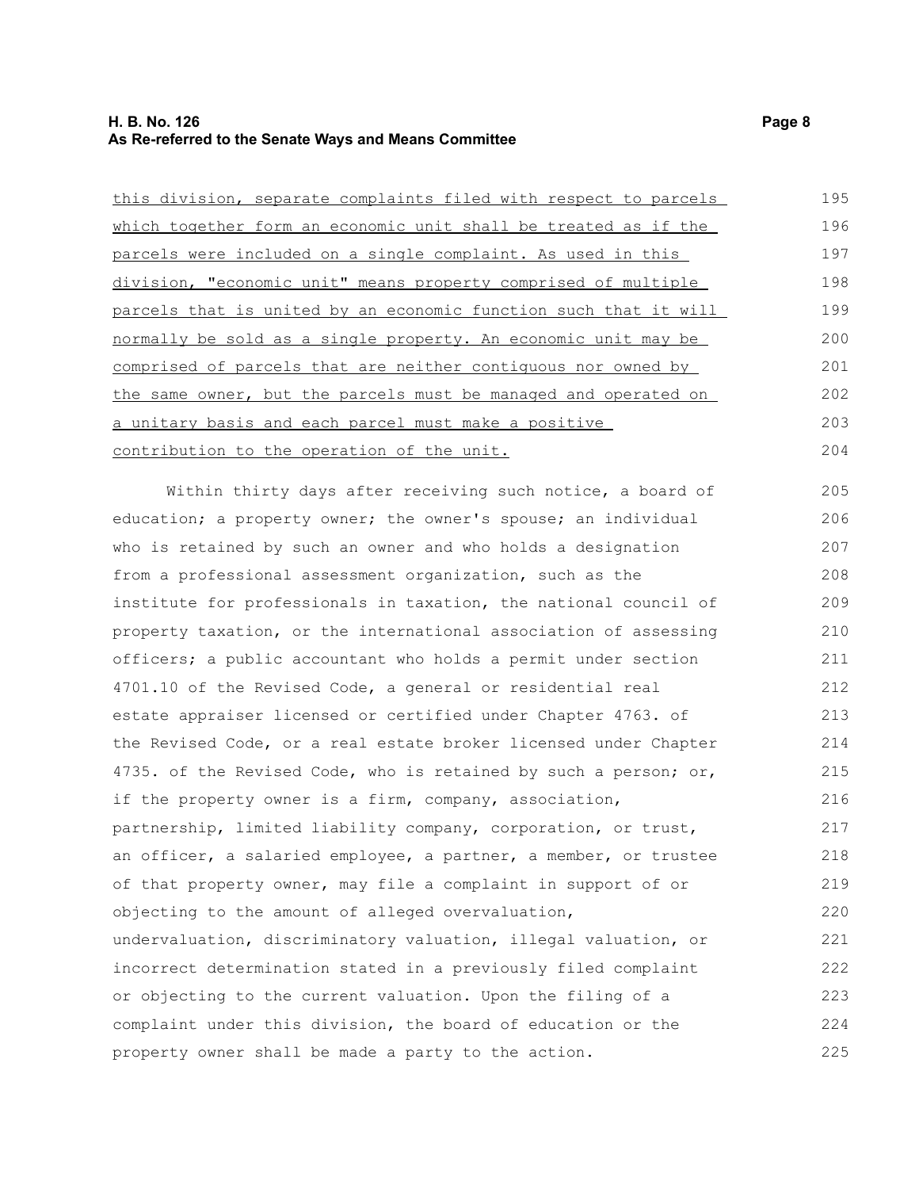this division, separate complaints filed with respect to parcels which together form an economic unit shall be treated as if the parcels were included on a single complaint. As used in this division, "economic unit" means property comprised of multiple parcels that is united by an economic function such that it will normally be sold as a single property. An economic unit may be comprised of parcels that are neither contiguous nor owned by the same owner, but the parcels must be managed and operated on a unitary basis and each parcel must make a positive contribution to the operation of the unit.

Within thirty days after receiving such notice, a board of education; a property owner; the owner's spouse; an individual who is retained by such an owner and who holds a designation from a professional assessment organization, such as the institute for professionals in taxation, the national council of property taxation, or the international association of assessing officers; a public accountant who holds a permit under section 4701.10 of the Revised Code, a general or residential real estate appraiser licensed or certified under Chapter 4763. of the Revised Code, or a real estate broker licensed under Chapter 4735. of the Revised Code, who is retained by such a person; or, if the property owner is a firm, company, association, partnership, limited liability company, corporation, or trust, an officer, a salaried employee, a partner, a member, or trustee of that property owner, may file a complaint in support of or objecting to the amount of alleged overvaluation, undervaluation, discriminatory valuation, illegal valuation, or incorrect determination stated in a previously filed complaint or objecting to the current valuation. Upon the filing of a complaint under this division, the board of education or the property owner shall be made a party to the action.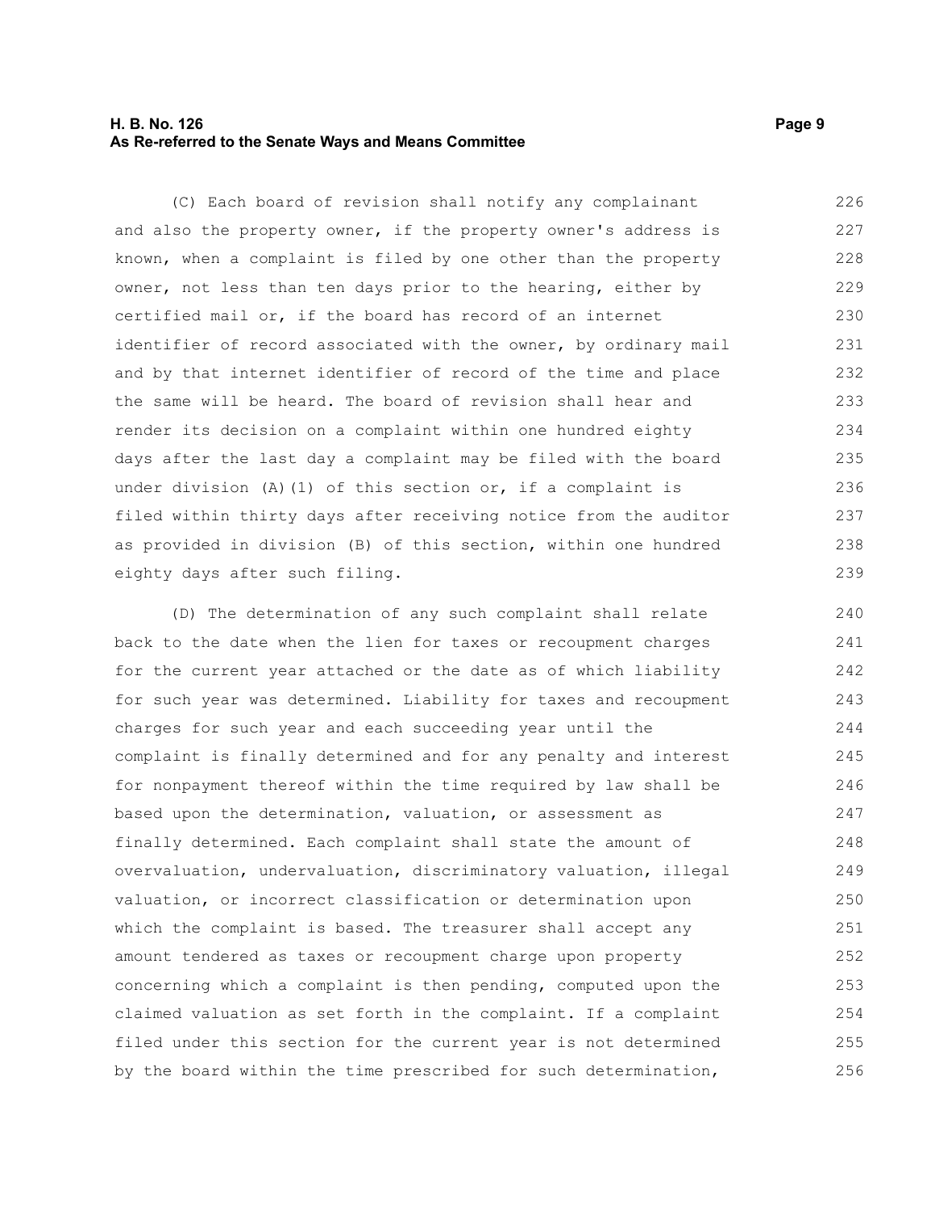(C) Each board of revision shall notify any complainant and also the property owner, if the property owner's address is known, when a complaint is filed by one other than the property owner, not less than ten days prior to the hearing, either by certified mail or, if the board has record of an internet identifier of record associated with the owner, by ordinary mail and by that internet identifier of record of the time and place the same will be heard. The board of revision shall hear and render its decision on a complaint within one hundred eighty days after the last day a complaint may be filed with the board under division (A)(1) of this section or, if a complaint is filed within thirty days after receiving notice from the auditor as provided in division (B) of this section, within one hundred eighty days after such filing.

(D) The determination of any such complaint shall relate back to the date when the lien for taxes or recoupment charges for the current year attached or the date as of which liability for such year was determined. Liability for taxes and recoupment charges for such year and each succeeding year until the complaint is finally determined and for any penalty and interest for nonpayment thereof within the time required by law shall be based upon the determination, valuation, or assessment as finally determined. Each complaint shall state the amount of overvaluation, undervaluation, discriminatory valuation, illegal valuation, or incorrect classification or determination upon which the complaint is based. The treasurer shall accept any amount tendered as taxes or recoupment charge upon property concerning which a complaint is then pending, computed upon the claimed valuation as set forth in the complaint. If a complaint filed under this section for the current year is not determined by the board within the time prescribed for such determination,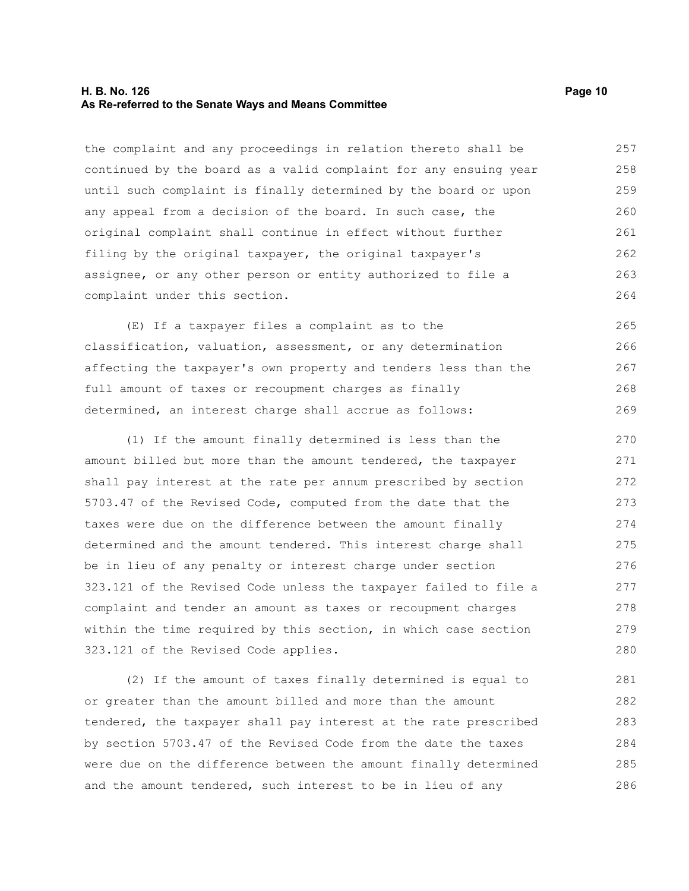the complaint and any proceedings in relation thereto shall be continued by the board as a valid complaint for any ensuing year until such complaint is finally determined by the board or upon any appeal from a decision of the board. In such case, the original complaint shall continue in effect without further filing by the original taxpayer, the original taxpayer's assignee, or any other person or entity authorized to file a complaint under this section.

(E) If a taxpayer files a complaint as to the classification, valuation, assessment, or any determination affecting the taxpayer's own property and tenders less than the full amount of taxes or recoupment charges as finally determined, an interest charge shall accrue as follows:

(1) If the amount finally determined is less than the amount billed but more than the amount tendered, the taxpayer shall pay interest at the rate per annum prescribed by section 5703.47 of the Revised Code, computed from the date that the taxes were due on the difference between the amount finally determined and the amount tendered. This interest charge shall be in lieu of any penalty or interest charge under section 323.121 of the Revised Code unless the taxpayer failed to file a complaint and tender an amount as taxes or recoupment charges within the time required by this section, in which case section 323.121 of the Revised Code applies.

(2) If the amount of taxes finally determined is equal to or greater than the amount billed and more than the amount tendered, the taxpayer shall pay interest at the rate prescribed by section 5703.47 of the Revised Code from the date the taxes were due on the difference between the amount finally determined and the amount tendered, such interest to be in lieu of any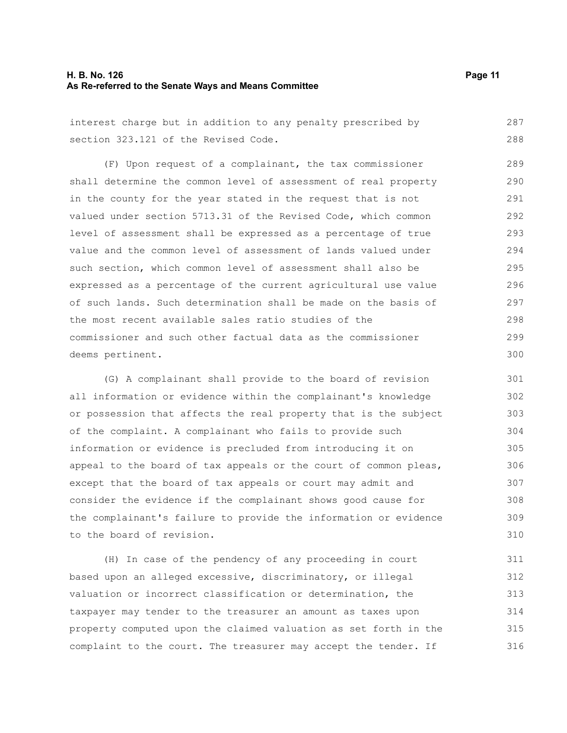interest charge but in addition to any penalty prescribed by section 323.121 of the Revised Code.

(F) Upon request of a complainant, the tax commissioner shall determine the common level of assessment of real property in the county for the year stated in the request that is not valued under section 5713.31 of the Revised Code, which common level of assessment shall be expressed as a percentage of true value and the common level of assessment of lands valued under such section, which common level of assessment shall also be expressed as a percentage of the current agricultural use value of such lands. Such determination shall be made on the basis of the most recent available sales ratio studies of the commissioner and such other factual data as the commissioner deems pertinent.

(G) A complainant shall provide to the board of revision all information or evidence within the complainant's knowledge or possession that affects the real property that is the subject of the complaint. A complainant who fails to provide such information or evidence is precluded from introducing it on appeal to the board of tax appeals or the court of common pleas, except that the board of tax appeals or court may admit and consider the evidence if the complainant shows good cause for the complainant's failure to provide the information or evidence to the board of revision.

(H) In case of the pendency of any proceeding in court based upon an alleged excessive, discriminatory, or illegal valuation or incorrect classification or determination, the taxpayer may tender to the treasurer an amount as taxes upon property computed upon the claimed valuation as set forth in the complaint to the court. The treasurer may accept the tender. If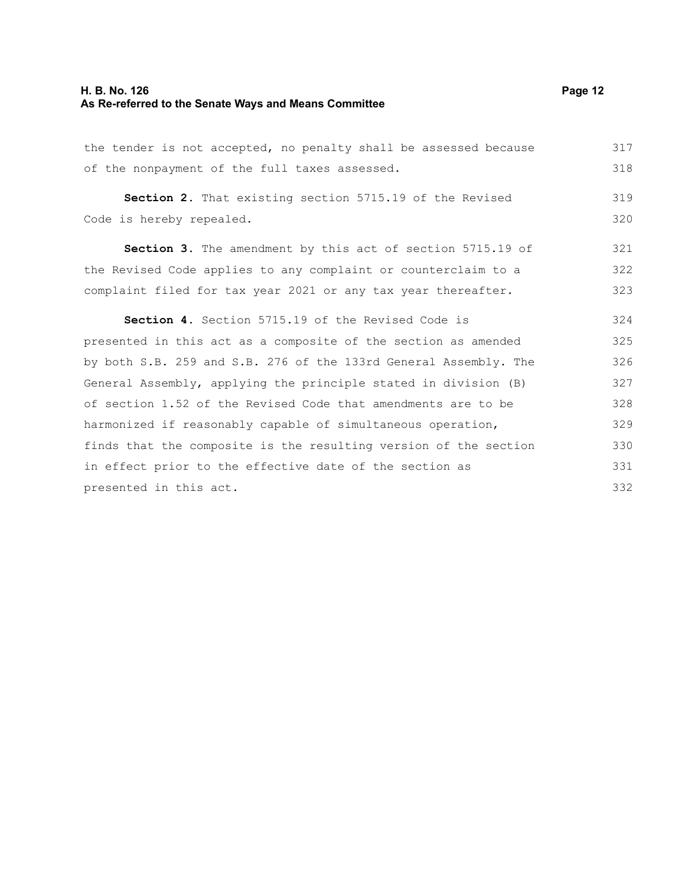the tender is not accepted, no penalty shall be assessed because of the nonpayment of the full taxes assessed.

**Section 2.** That existing section 5715.19 of the Revised Code is hereby repealed.

**Section 3.** The amendment by this act of section 5715.19 of the Revised Code applies to any complaint or counterclaim to a complaint filed for tax year 2021 or any tax year thereafter.

**Section 4.** Section 5715.19 of the Revised Code is presented in this act as a composite of the section as amended by both S.B. 259 and S.B. 276 of the 133rd General Assembly. The General Assembly, applying the principle stated in division (B) of section 1.52 of the Revised Code that amendments are to be harmonized if reasonably capable of simultaneous operation, finds that the composite is the resulting version of the section in effect prior to the effective date of the section as presented in this act.